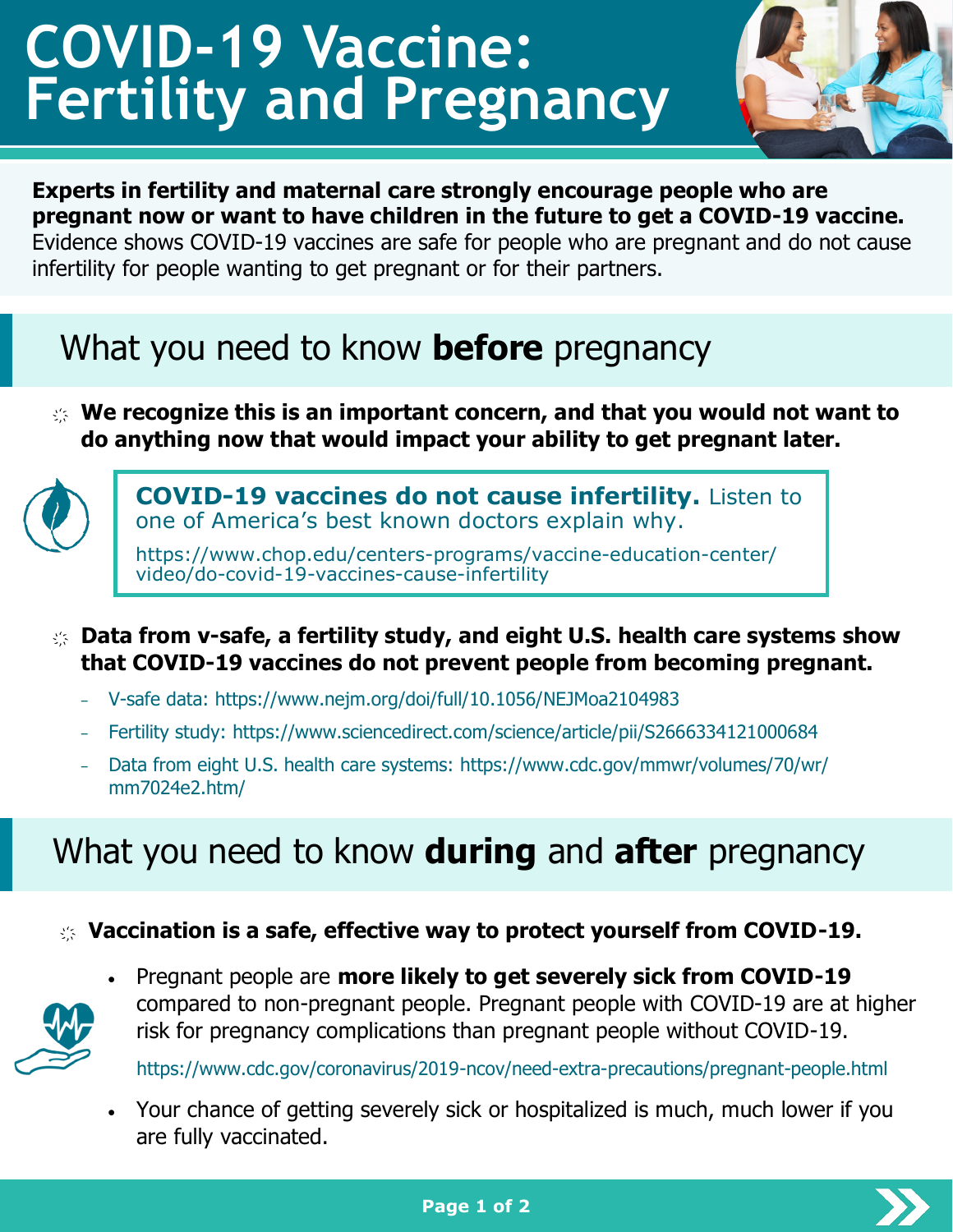# COVID-19 Vaccine: Fertility and Pregnancy

**Experts in fertility and maternal care strongly encourage people who are pregnant now or want to have children in the future to get a COVID-19 vaccine.** Evidence shows COVID-19 vaccines are safe for people who are pregnant and do not cause infertility for people wanting to get pregnant or for their partners.

## What you need to know **before** pregnancy

- **We recognize this is an important concern, and that you would not want to do anything now that would impact your ability to get pregnant later.**

**COVID-19 vaccines do not cause infertility.** Listen to one of America's best known doctors explain why.

https://www.chop.edu/centers-programs/vaccine-education-center/video/do-covid-19-vaccines-cause-infertility

- **Data from v-safe, a fertility study, and eight U.S. health care systems show that COVID-19 vaccines do not prevent people from becoming pregnant.**
  - V-safe data: https://www.nejm.org/doi/full/10.1056/NEJMoa2104983
  - Fertility study: https://www.sciencedirect.com/science/article/pii/S2666334121000684
  - Data from eight U.S. health care systems: https://www.cdc.gov/mmwr/volumes/70/wr/mm7024e2.htm/

## What you need to know **during** and **after** pregnancy

- **Vaccination is a safe, effective way to protect yourself from COVID-19.**
  - Pregnant people are **more likely to get severely sick from COVID-19** compared to non-pregnant people. Pregnant people with COVID-19 are at higher risk for pregnancy complications than pregnant people without COVID-19.

    https://www.cdc.gov/coronavirus/2019-ncov/need-extra-precautions/pregnant-people.html

  - Your chance of getting severely sick or hospitalized is much, much lower if you are fully vaccinated.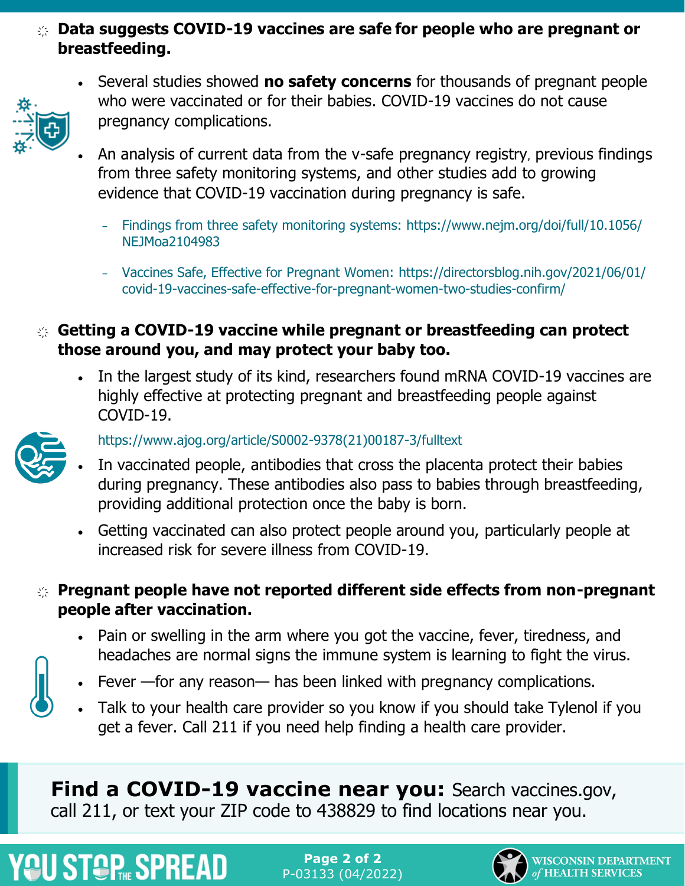- **Data suggests COVID-19 vaccines are safe for people who are pregnant or breastfeeding.**
  - Several studies showed **no safety concerns** for thousands of pregnant people who were vaccinated or for their babies. COVID-19 vaccines do not cause pregnancy complications.
  - An analysis of current data from the v-safe pregnancy registry, previous findings from three safety monitoring systems, and other studies add to growing evidence that COVID-19 vaccination during pregnancy is safe.
    - Findings from three safety monitoring systems: https://www.nejm.org/doi/full/10.1056/NEJMoa2104983
    - Vaccines Safe, Effective for Pregnant Women: https://directorsblog.nih.gov/2021/06/01/covid-19-vaccines-safe-effective-for-pregnant-women-two-studies-confirm/

- **Getting a COVID-19 vaccine while pregnant or breastfeeding can protect those around you, and may protect your baby too.**
  - In the largest study of its kind, researchers found mRNA COVID-19 vaccines are highly effective at protecting pregnant and breastfeeding people against COVID-19.

    https://www.ajog.org/article/S0002-9378(21)00187-3/fulltext
  - In vaccinated people, antibodies that cross the placenta protect their babies during pregnancy. These antibodies also pass to babies through breastfeeding, providing additional protection once the baby is born.
  - Getting vaccinated can also protect people around you, particularly people at increased risk for severe illness from COVID-19.

- **Pregnant people have not reported different side effects from non-pregnant people after vaccination.**
  - Pain or swelling in the arm where you got the vaccine, fever, tiredness, and headaches are normal signs the immune system is learning to fight the virus.
  - Fever —for any reason— has been linked with pregnancy complications.
  - Talk to your health care provider so you know if you should take Tylenol if you get a fever. Call 211 if you need help finding a health care provider.

**Find a COVID-19 vaccine near you:** Search vaccines.gov, call 211, or text your ZIP code to 438829 to find locations near you.

YOU STOP THE SPREAD

P-03133 (04/2022)

WISCONSIN DEPARTMENT of HEALTH SERVICES